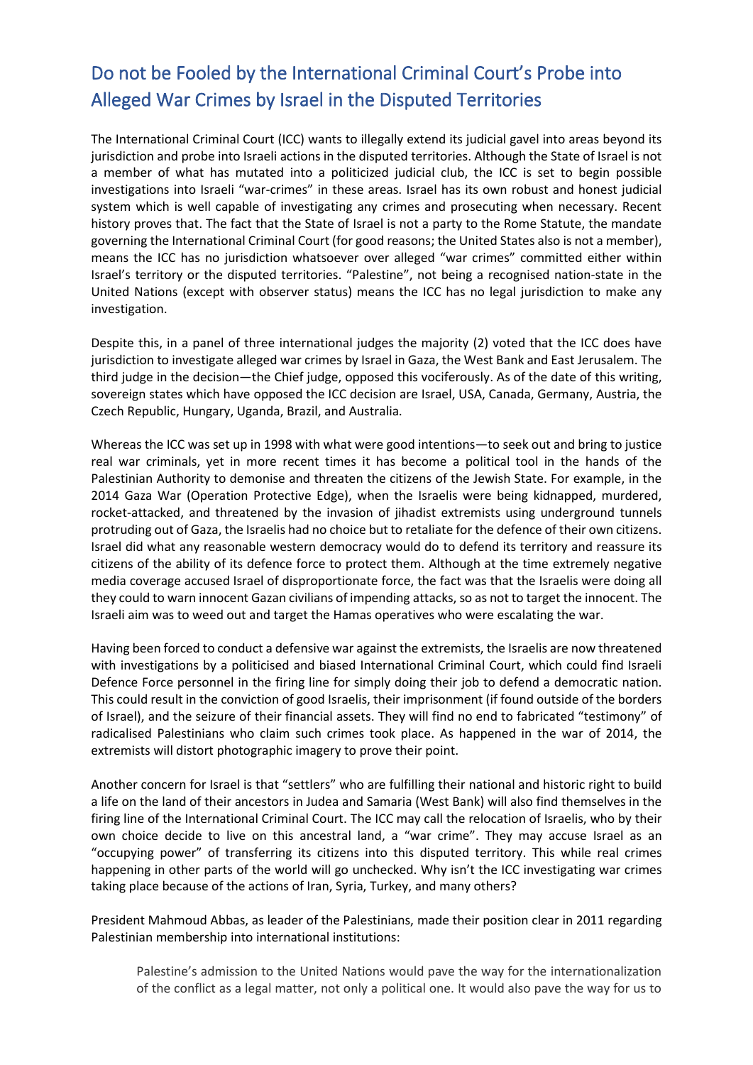# Do not be Fooled by the International Criminal Court's Probe into Alleged War Crimes by Israel in the Disputed Territories

The International Criminal Court (ICC) wants to illegally extend its judicial gavel into areas beyond its jurisdiction and probe into Israeli actions in the disputed territories. Although the State of Israel is not a member of what has mutated into a politicized judicial club, the ICC is set to begin possible investigations into Israeli "war-crimes" in these areas. Israel has its own robust and honest judicial system which is well capable of investigating any crimes and prosecuting when necessary. Recent history proves that. The fact that the State of Israel is not a party to the Rome Statute, the mandate governing the International Criminal Court (for good reasons; the United States also is not a member), means the ICC has no jurisdiction whatsoever over alleged "war crimes" committed either within Israel's territory or the disputed territories. "Palestine", not being a recognised nation-state in the United Nations (except with observer status) means the ICC has no legal jurisdiction to make any investigation.

Despite this, in a panel of three international judges the majority (2) voted that the ICC does have jurisdiction to investigate alleged war crimes by Israel in Gaza, the West Bank and East Jerusalem. The third judge in the decision—the Chief judge, opposed this vociferously. As of the date of this writing, sovereign states which have opposed the ICC decision are Israel, USA, Canada, Germany, Austria, the Czech Republic, Hungary, Uganda, Brazil, and Australia.

Whereas the ICC was set up in 1998 with what were good intentions—to seek out and bring to justice real war criminals, yet in more recent times it has become a political tool in the hands of the Palestinian Authority to demonise and threaten the citizens of the Jewish State. For example, in the 2014 Gaza War (Operation Protective Edge), when the Israelis were being kidnapped, murdered, rocket-attacked, and threatened by the invasion of jihadist extremists using underground tunnels protruding out of Gaza, the Israelis had no choice but to retaliate for the defence of their own citizens. Israel did what any reasonable western democracy would do to defend its territory and reassure its citizens of the ability of its defence force to protect them. Although at the time extremely negative media coverage accused Israel of disproportionate force, the fact was that the Israelis were doing all they could to warn innocent Gazan civilians of impending attacks, so as not to target the innocent. The Israeli aim was to weed out and target the Hamas operatives who were escalating the war.

Having been forced to conduct a defensive war against the extremists, the Israelis are now threatened with investigations by a politicised and biased International Criminal Court, which could find Israeli Defence Force personnel in the firing line for simply doing their job to defend a democratic nation. This could result in the conviction of good Israelis, their imprisonment (if found outside of the borders of Israel), and the seizure of their financial assets. They will find no end to fabricated "testimony" of radicalised Palestinians who claim such crimes took place. As happened in the war of 2014, the extremists will distort photographic imagery to prove their point.

Another concern for Israel is that "settlers" who are fulfilling their national and historic right to build a life on the land of their ancestors in Judea and Samaria (West Bank) will also find themselves in the firing line of the International Criminal Court. The ICC may call the relocation of Israelis, who by their own choice decide to live on this ancestral land, a "war crime". They may accuse Israel as an "occupying power" of transferring its citizens into this disputed territory. This while real crimes happening in other parts of the world will go unchecked. Why isn't the ICC investigating war crimes taking place because of the actions of Iran, Syria, Turkey, and many others?

President Mahmoud Abbas, as leader of the Palestinians, made their position clear in 2011 regarding Palestinian membership into international institutions:

> Palestine's admission to the United Nations would pave the way for the internationalization of the conflict as a legal matter, not only a political one. It would also pave the way for us to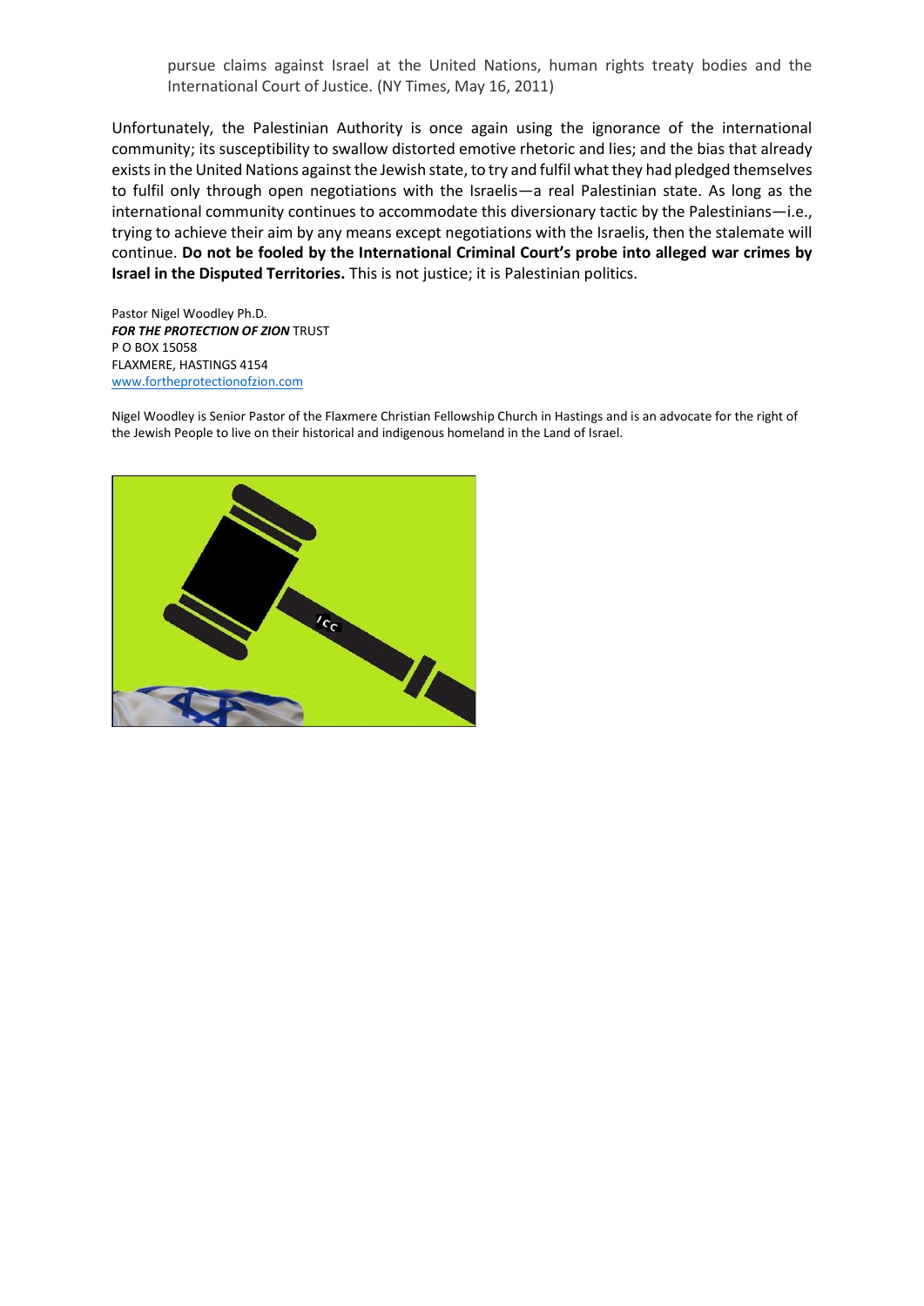> pursue claims against Israel at the United Nations, human rights treaty bodies and the International Court of Justice. (NY Times, May 16, 2011)

Unfortunately, the Palestinian Authority is once again using the ignorance of the international community; its susceptibility to swallow distorted emotive rhetoric and lies; and the bias that already exists in the United Nations against the Jewish state, to try and fulfil what they had pledged themselves to fulfil only through open negotiations with the Israelis—a real Palestinian state. As long as the international community continues to accommodate this diversionary tactic by the Palestinians—i.e., trying to achieve their aim by any means except negotiations with the Israelis, then the stalemate will continue. **Do not be fooled by the International Criminal Court's probe into alleged war crimes by Israel in the Disputed Territories.** This is not justice; it is Palestinian politics.

Pastor Nigel Woodley Ph.D.
***FOR THE PROTECTION OF ZION*** TRUST
P O BOX 15058
FLAXMERE, HASTINGS 4154
[www.fortheprotectionofzion.com](www.fortheprotectionofzion.com)

Nigel Woodley is Senior Pastor of the Flaxmere Christian Fellowship Church in Hastings and is an advocate for the right of the Jewish People to live on their historical and indigenous homeland in the Land of Israel.